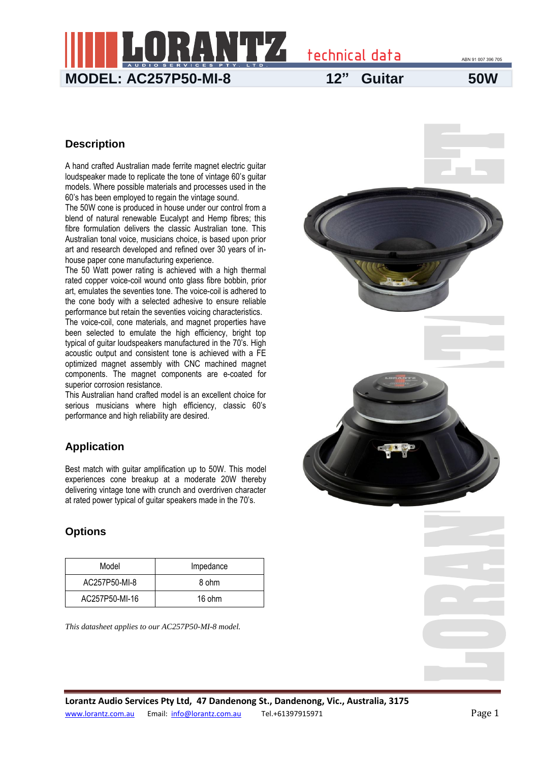# LORANTZ

AUDIO SERVICES PTY. LTD.

technical data

ABN 91 007 396 705

**MODEL: AC257P50-MI-8** **12" Guitar** **50W**

## Description

A hand crafted Australian made ferrite magnet electric guitar loudspeaker made to replicate the tone of vintage 60's guitar models. Where possible materials and processes used in the 60's has been employed to regain the vintage sound.

The 50W cone is produced in house under our control from a blend of natural renewable Eucalypt and Hemp fibres; this fibre formulation delivers the classic Australian tone. This Australian tonal voice, musicians choice, is based upon prior art and research developed and refined over 30 years of in-house paper cone manufacturing experience.

The 50 Watt power rating is achieved with a high thermal rated copper voice-coil wound onto glass fibre bobbin, prior art, emulates the seventies tone. The voice-coil is adhered to the cone body with a selected adhesive to ensure reliable performance but retain the seventies voicing characteristics.

The voice-coil, cone materials, and magnet properties have been selected to emulate the high efficiency, bright top typical of guitar loudspeakers manufactured in the 70's. High acoustic output and consistent tone is achieved with a FE optimized magnet assembly with CNC machined magnet components. The magnet components are e-coated for superior corrosion resistance.

This Australian hand crafted model is an excellent choice for serious musicians where high efficiency, classic 60's performance and high reliability are desired.

## Application

Best match with guitar amplification up to 50W. This model experiences cone breakup at a moderate 20W thereby delivering vintage tone with crunch and overdriven character at rated power typical of guitar speakers made in the 70's.

## Options

| Model | Impedance |
|---|---|
| AC257P50-MI-8 | 8 ohm |
| AC257P50-MI-16 | 16 ohm |

*This datasheet applies to our AC257P50-MI-8 model.*

**Lorantz Audio Services Pty Ltd, 47 Dandenong St., Dandenong, Vic., Australia, 3175**

www.lorantz.com.au Email: info@lorantz.com.au Tel.+61397915971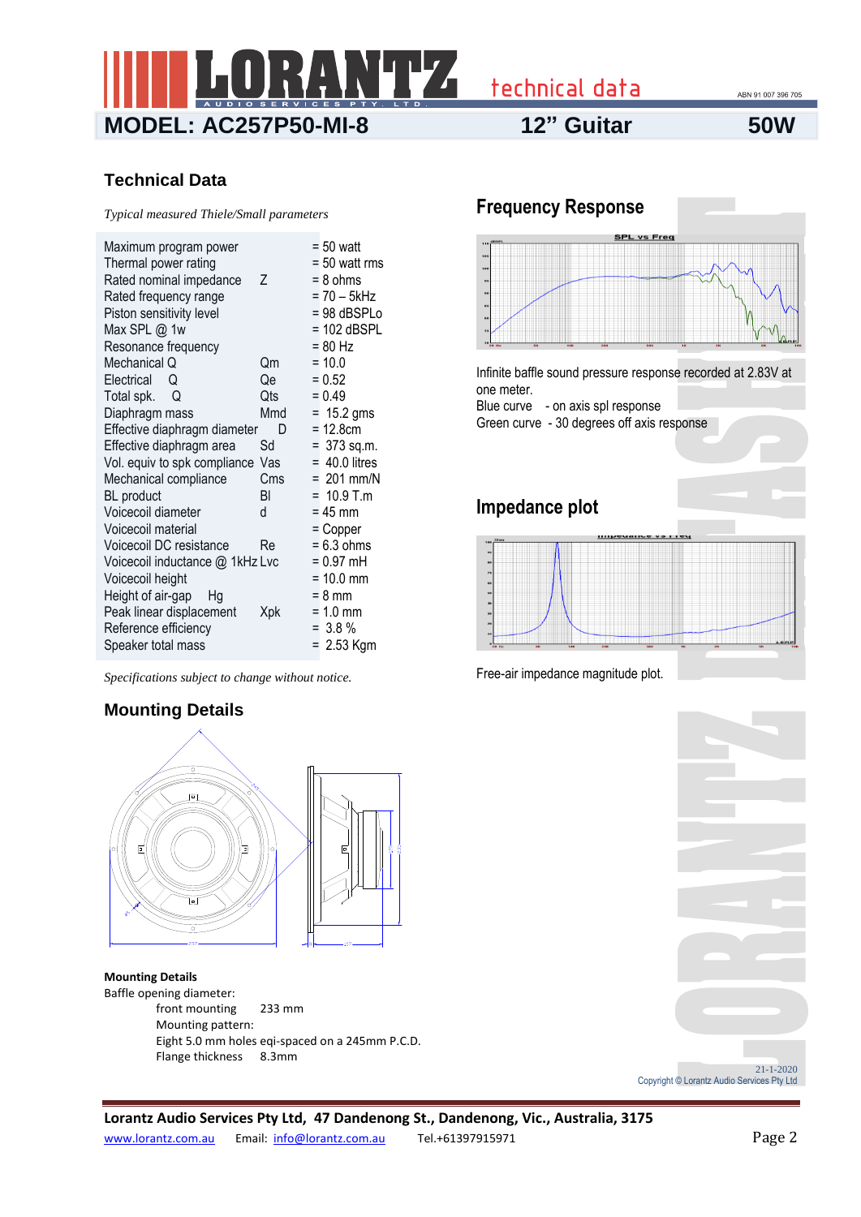# MODEL: AC257P50-MI-8 — 12" Guitar — 50W

technical data

ABN 91 007 396 705

## Technical Data

*Typical measured Thiele/Small parameters*

| | | |
|---|---|---|
| Maximum program power | | = 50 watt |
| Thermal power rating | | = 50 watt rms |
| Rated nominal impedance | Z | = 8 ohms |
| Rated frequency range | | = 70 – 5kHz |
| Piston sensitivity level | | = 98 dBSPLo |
| Max SPL @ 1w | | = 102 dBSPL |
| Resonance frequency | | = 80 Hz |
| Mechanical Q | Qm | = 10.0 |
| Electrical Q | Qe | = 0.52 |
| Total spk. Q | Qts | = 0.49 |
| Diaphragm mass | Mmd | = 15.2 gms |
| Effective diaphragm diameter | D | = 12.8cm |
| Effective diaphragm area | Sd | = 373 sq.m. |
| Vol. equiv to spk compliance | Vas | = 40.0 litres |
| Mechanical compliance | Cms | = 201 mm/N |
| BL product | Bl | = 10.9 T.m |
| Voicecoil diameter | d | = 45 mm |
| Voicecoil material | | = Copper |
| Voicecoil DC resistance | Re | = 6.3 ohms |
| Voicecoil inductance @ 1kHz | Lvc | = 0.97 mH |
| Voicecoil height | | = 10.0 mm |
| Height of air-gap | Hg | = 8 mm |
| Peak linear displacement | Xpk | = 1.0 mm |
| Reference efficiency | | = 3.8 % |
| Speaker total mass | | = 2.53 Kgm |

*Specifications subject to change without notice.*

## Frequency Response

SPL vs Freq

Infinite baffle sound pressure response recorded at 2.83V at one meter.
Blue curve - on axis spl response
Green curve - 30 degrees off axis response

## Impedance plot

Impedance vs Freq

Free-air impedance magnitude plot.

## Mounting Details

**Mounting Details**

Baffle opening diameter:

front mounting 233 mm

Mounting pattern:

Eight 5.0 mm holes eqi-spaced on a 245mm P.C.D.

Flange thickness 8.3mm

21-1-2020
Copyright © Lorantz Audio Services Pty Ltd

**Lorantz Audio Services Pty Ltd, 47 Dandenong St., Dandenong, Vic., Australia, 3175**

www.lorantz.com.au Email: info@lorantz.com.au Tel.+61397915971